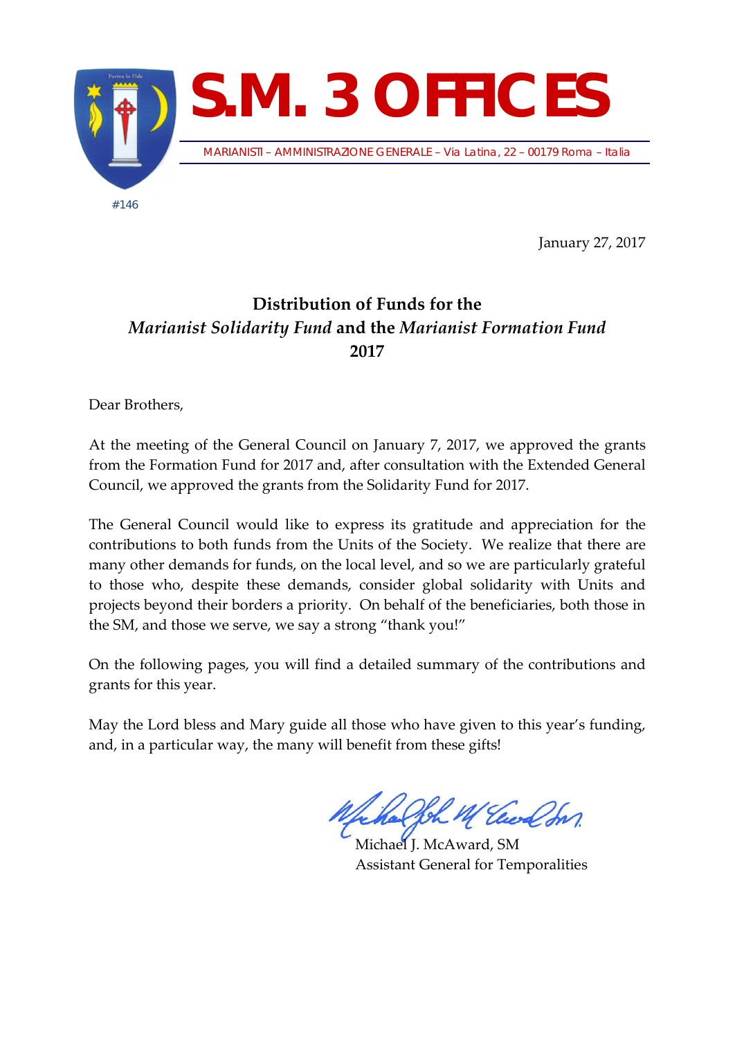# S.M. 3 OFFICES

MARIANISTI – AMMINISTRAZIONE GENERALE – Via Latina, 22 – 00179 Roma – Italia

#146

January 27, 2017

## Distribution of Funds for the *Marianist Solidarity Fund* and the *Marianist Formation Fund* 2017

Dear Brothers,

At the meeting of the General Council on January 7, 2017, we approved the grants from the Formation Fund for 2017 and, after consultation with the Extended General Council, we approved the grants from the Solidarity Fund for 2017.

The General Council would like to express its gratitude and appreciation for the contributions to both funds from the Units of the Society. We realize that there are many other demands for funds, on the local level, and so we are particularly grateful to those who, despite these demands, consider global solidarity with Units and projects beyond their borders a priority. On behalf of the beneficiaries, both those in the SM, and those we serve, we say a strong "thank you!"

On the following pages, you will find a detailed summary of the contributions and grants for this year.

May the Lord bless and Mary guide all those who have given to this year's funding, and, in a particular way, the many will benefit from these gifts!

Michael J. McAward, SM
Assistant General for Temporalities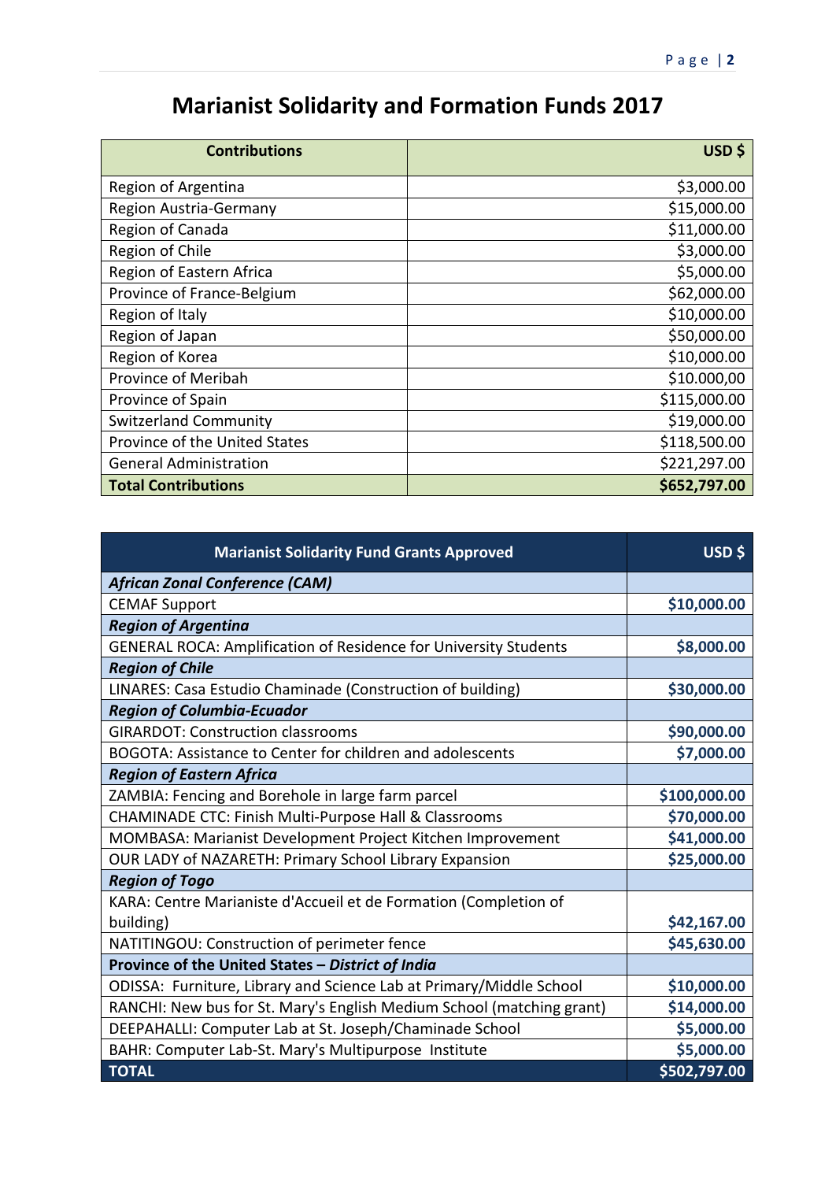# Marianist Solidarity and Formation Funds 2017

| Contributions | USD $ |
|---|---|
| Region of Argentina | $3,000.00 |
| Region Austria-Germany | $15,000.00 |
| Region of Canada | $11,000.00 |
| Region of Chile | $3,000.00 |
| Region of Eastern Africa | $5,000.00 |
| Province of France-Belgium | $62,000.00 |
| Region of Italy | $10,000.00 |
| Region of Japan | $50,000.00 |
| Region of Korea | $10,000.00 |
| Province of Meribah | $10.000,00 |
| Province of Spain | $115,000.00 |
| Switzerland Community | $19,000.00 |
| Province of the United States | $118,500.00 |
| General Administration | $221,297.00 |
| **Total Contributions** | **$652,797.00** |

| Marianist Solidarity Fund Grants Approved | USD $ |
|---|---|
| ***African Zonal Conference (CAM)*** | |
| CEMAF Support | **$10,000.00** |
| ***Region of Argentina*** | |
| GENERAL ROCA: Amplification of Residence for University Students | **$8,000.00** |
| ***Region of Chile*** | |
| LINARES: Casa Estudio Chaminade (Construction of building) | **$30,000.00** |
| ***Region of Columbia-Ecuador*** | |
| GIRARDOT: Construction classrooms | **$90,000.00** |
| BOGOTA: Assistance to Center for children and adolescents | **$7,000.00** |
| ***Region of Eastern Africa*** | |
| ZAMBIA: Fencing and Borehole in large farm parcel | **$100,000.00** |
| CHAMINADE CTC: Finish Multi-Purpose Hall & Classrooms | **$70,000.00** |
| MOMBASA: Marianist Development Project Kitchen Improvement | **$41,000.00** |
| OUR LADY of NAZARETH: Primary School Library Expansion | **$25,000.00** |
| ***Region of Togo*** | |
| KARA: Centre Marianiste d'Accueil et de Formation (Completion of building) | **$42,167.00** |
| NATITINGOU: Construction of perimeter fence | **$45,630.00** |
| **Province of the United States – *District of India*** | |
| ODISSA: Furniture, Library and Science Lab at Primary/Middle School | **$10,000.00** |
| RANCHI: New bus for St. Mary's English Medium School (matching grant) | **$14,000.00** |
| DEEPAHALLI: Computer Lab at St. Joseph/Chaminade School | **$5,000.00** |
| BAHR: Computer Lab-St. Mary's Multipurpose Institute | **$5,000.00** |
| **TOTAL** | **$502,797.00** |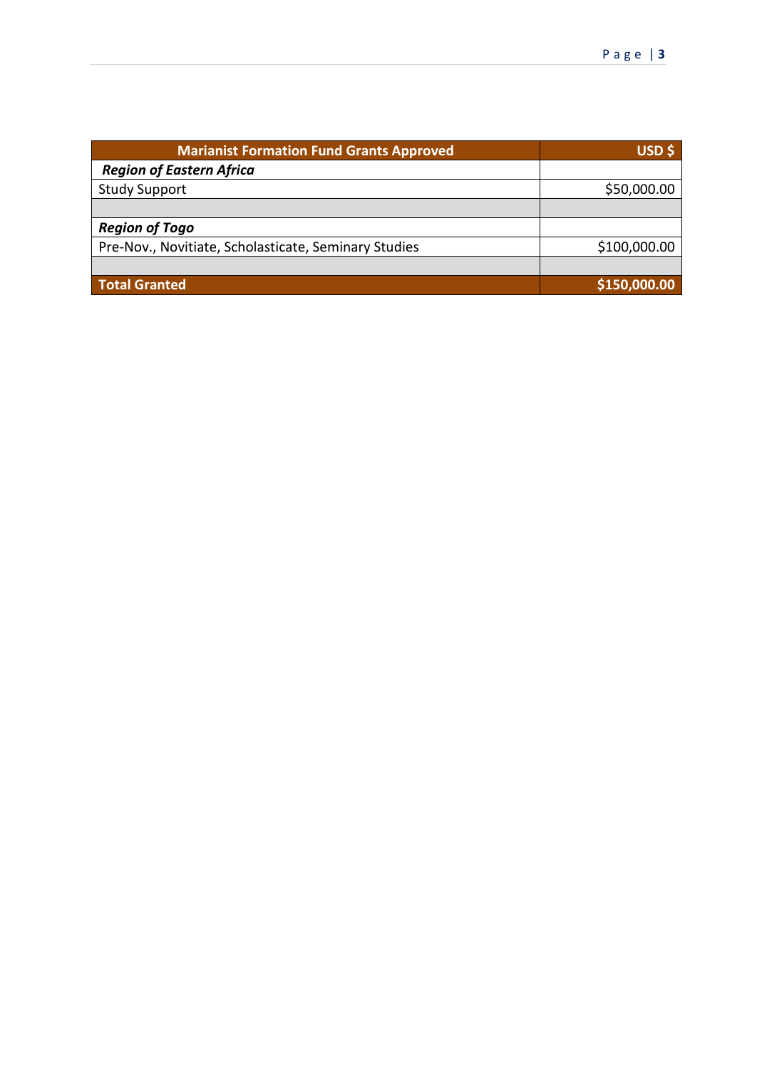| Marianist Formation Fund Grants Approved | USD $ |
|---|---|
| ***Region of Eastern Africa*** | |
| Study Support | $50,000.00 |
| | |
| ***Region of Togo*** | |
| Pre-Nov., Novitiate, Scholasticate, Seminary Studies | $100,000.00 |
| | |
| **Total Granted** | **$150,000.00** |